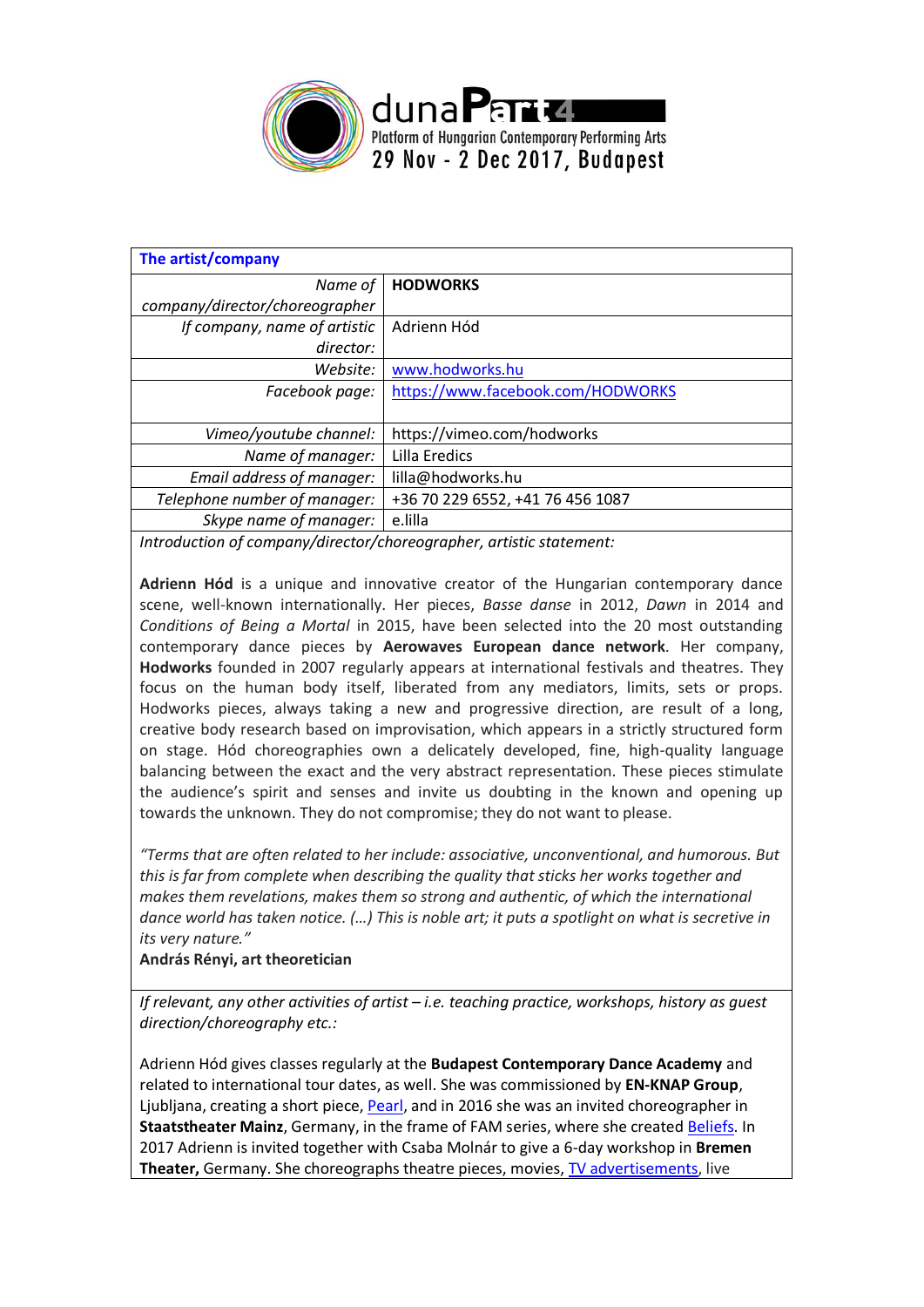duna**Part**4
Platform of Hungarian Contemporary Performing Arts
29 Nov - 2 Dec 2017, Budapest

| The artist/company | |
|---|---|
| *Name of company/director/choreographer* | **HODWORKS** |
| *If company, name of artistic director:* | Adrienn Hód |
| *Website:* | www.hodworks.hu |
| *Facebook page:* | https://www.facebook.com/HODWORKS |
| *Vimeo/youtube channel:* | https://vimeo.com/hodworks |
| *Name of manager:* | Lilla Eredics |
| *Email address of manager:* | lilla@hodworks.hu |
| *Telephone number of manager:* | +36 70 229 6552, +41 76 456 1087 |
| *Skype name of manager:* | e.lilla |

*Introduction of company/director/choreographer, artistic statement:*

**Adrienn Hód** is a unique and innovative creator of the Hungarian contemporary dance scene, well-known internationally. Her pieces, *Basse danse* in 2012, *Dawn* in 2014 and *Conditions of Being a Mortal* in 2015, have been selected into the 20 most outstanding contemporary dance pieces by **Aerowaves European dance network**. Her company, **Hodworks** founded in 2007 regularly appears at international festivals and theatres. They focus on the human body itself, liberated from any mediators, limits, sets or props. Hodworks pieces, always taking a new and progressive direction, are result of a long, creative body research based on improvisation, which appears in a strictly structured form on stage. Hód choreographies own a delicately developed, fine, high-quality language balancing between the exact and the very abstract representation. These pieces stimulate the audience's spirit and senses and invite us doubting in the known and opening up towards the unknown. They do not compromise; they do not want to please.

*"Terms that are often related to her include: associative, unconventional, and humorous. But this is far from complete when describing the quality that sticks her works together and makes them revelations, makes them so strong and authentic, of which the international dance world has taken notice. (…) This is noble art; it puts a spotlight on what is secretive in its very nature."*
**András Rényi, art theoretician**

*If relevant, any other activities of artist – i.e. teaching practice, workshops, history as guest direction/choreography etc.:*

Adrienn Hód gives classes regularly at the **Budapest Contemporary Dance Academy** and related to international tour dates, as well. She was commissioned by **EN-KNAP Group**, Ljubljana, creating a short piece, Pearl, and in 2016 she was an invited choreographer in **Staatstheater Mainz**, Germany, in the frame of FAM series, where she created Beliefs. In 2017 Adrienn is invited together with Csaba Molnár to give a 6-day workshop in **Bremen Theater,** Germany. She choreographs theatre pieces, movies, TV advertisements, live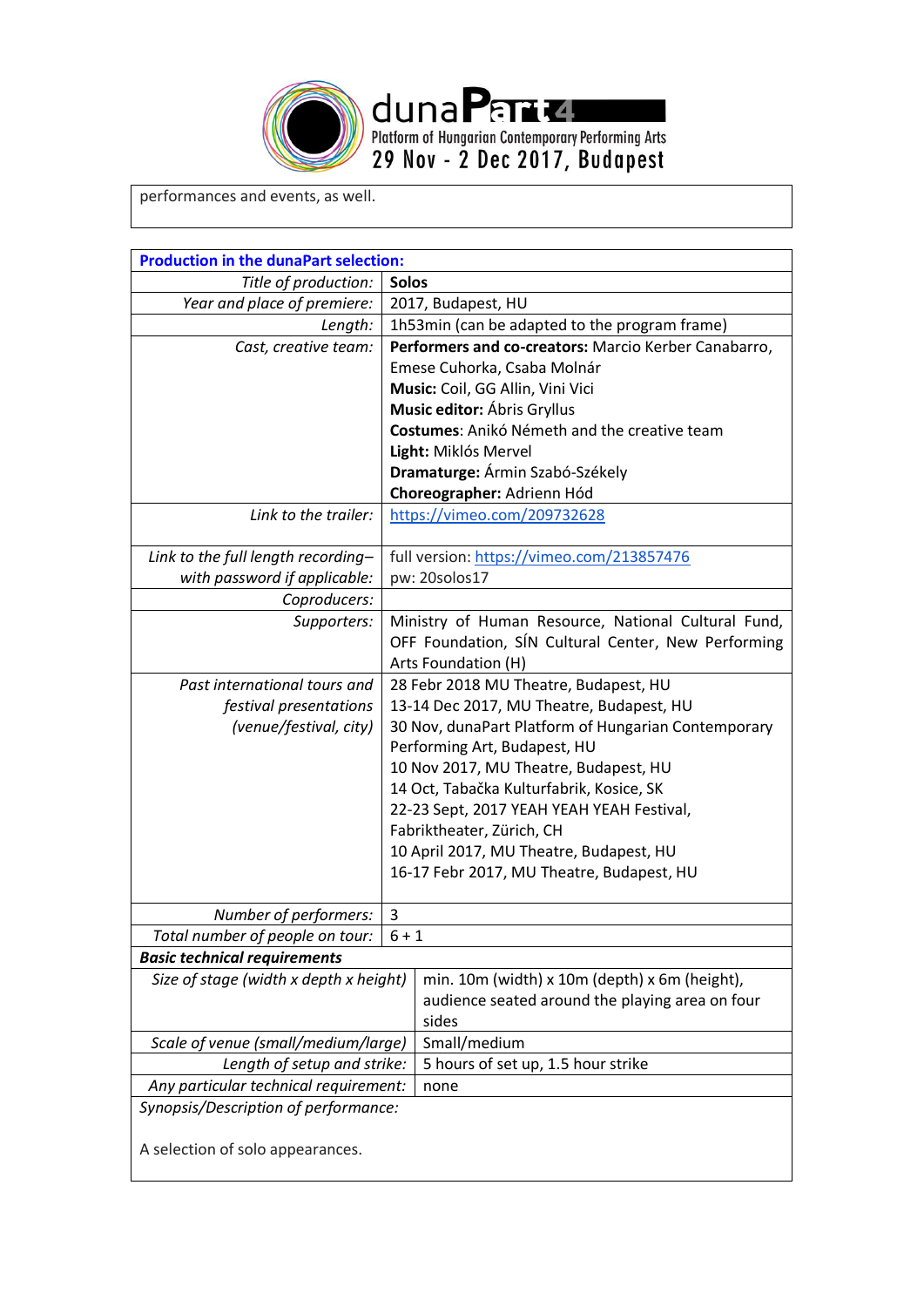performances and events, as well.

| **Production in the dunaPart selection:** | |
|---|---|
| *Title of production:* | **Solos** |
| *Year and place of premiere:* | 2017, Budapest, HU |
| *Length:* | 1h53min (can be adapted to the program frame) |
| *Cast, creative team:* | **Performers and co-creators:** Marcio Kerber Canabarro, Emese Cuhorka, Csaba Molnár<br>**Music:** Coil, GG Allin, Vini Vici<br>**Music editor:** Ábris Gryllus<br>**Costumes**: Anikó Németh and the creative team<br>**Light:** Miklós Mervel<br>**Dramaturge:** Ármin Szabó-Székely<br>**Choreographer:** Adrienn Hód |
| *Link to the trailer:* | https://vimeo.com/209732628 |
| *Link to the full length recording– with password if applicable:* | full version: https://vimeo.com/213857476<br>pw: 20solos17 |
| *Coproducers:* | |
| *Supporters:* | Ministry of Human Resource, National Cultural Fund, OFF Foundation, SÍN Cultural Center, New Performing Arts Foundation (H) |
| *Past international tours and festival presentations (venue/festival, city)* | 28 Febr 2018 MU Theatre, Budapest, HU<br>13-14 Dec 2017, MU Theatre, Budapest, HU<br>30 Nov, dunaPart Platform of Hungarian Contemporary Performing Art, Budapest, HU<br>10 Nov 2017, MU Theatre, Budapest, HU<br>14 Oct, Tabačka Kulturfabrik, Kosice, SK<br>22-23 Sept, 2017 YEAH YEAH YEAH Festival, Fabriktheater, Zürich, CH<br>10 April 2017, MU Theatre, Budapest, HU<br>16-17 Febr 2017, MU Theatre, Budapest, HU |
| *Number of performers:* | 3 |
| *Total number of people on tour:* | 6 + 1 |
| ***Basic technical requirements*** | |
| *Size of stage (width x depth x height)* | min. 10m (width) x 10m (depth) x 6m (height), audience seated around the playing area on four sides |
| *Scale of venue (small/medium/large)* | Small/medium |
| *Length of setup and strike:* | 5 hours of set up, 1.5 hour strike |
| *Any particular technical requirement:* | none |

*Synopsis/Description of performance:*

A selection of solo appearances.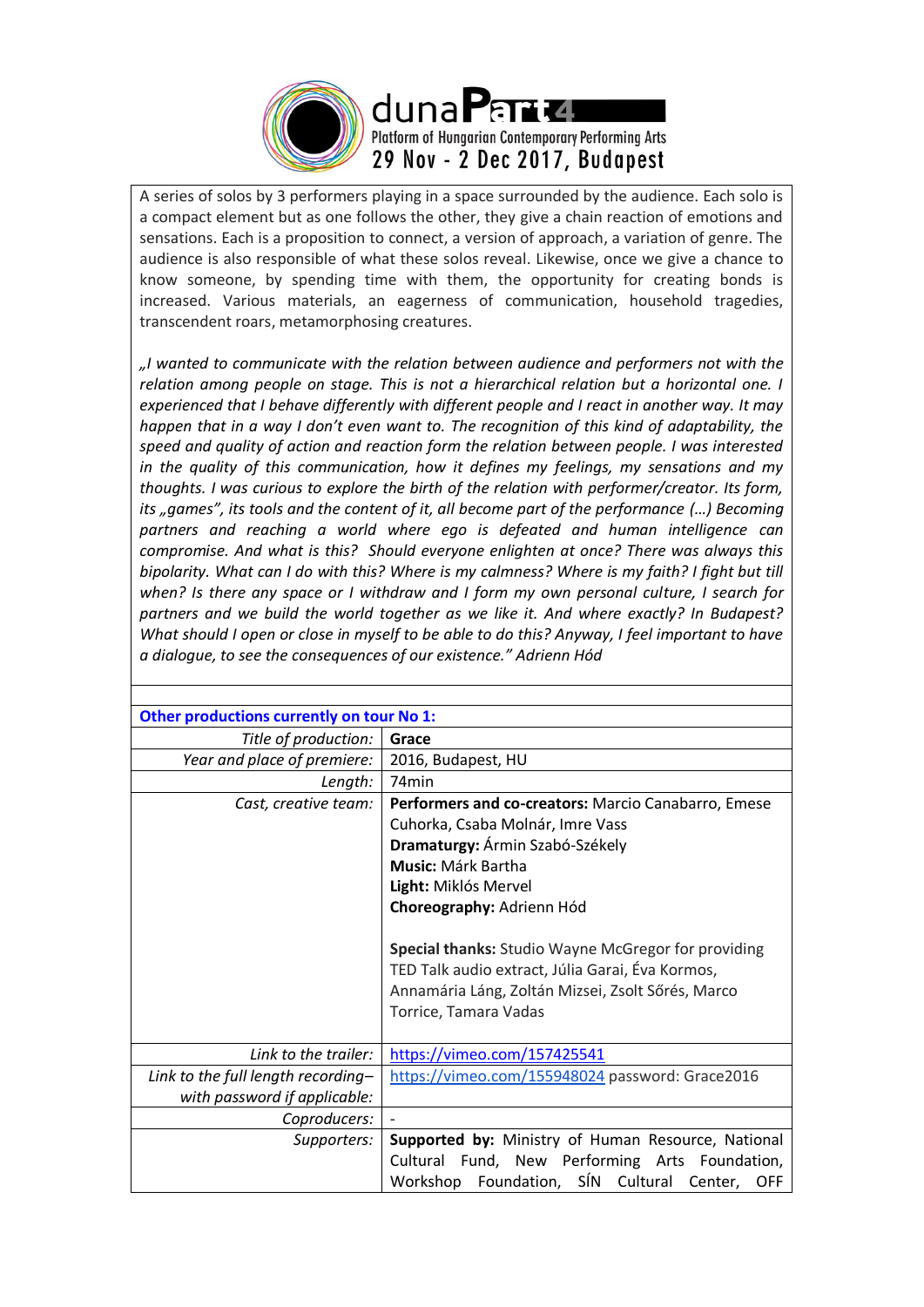A series of solos by 3 performers playing in a space surrounded by the audience. Each solo is a compact element but as one follows the other, they give a chain reaction of emotions and sensations. Each is a proposition to connect, a version of approach, a variation of genre. The audience is also responsible of what these solos reveal. Likewise, once we give a chance to know someone, by spending time with them, the opportunity for creating bonds is increased. Various materials, an eagerness of communication, household tragedies, transcendent roars, metamorphosing creatures.

*„I wanted to communicate with the relation between audience and performers not with the relation among people on stage. This is not a hierarchical relation but a horizontal one. I experienced that I behave differently with different people and I react in another way. It may happen that in a way I don't even want to. The recognition of this kind of adaptability, the speed and quality of action and reaction form the relation between people. I was interested in the quality of this communication, how it defines my feelings, my sensations and my thoughts. I was curious to explore the birth of the relation with performer/creator. Its form, its „games", its tools and the content of it, all become part of the performance (…) Becoming partners and reaching a world where ego is defeated and human intelligence can compromise. And what is this? Should everyone enlighten at once? There was always this bipolarity. What can I do with this? Where is my calmness? Where is my faith? I fight but till when? Is there any space or I withdraw and I form my own personal culture, I search for partners and we build the world together as we like it. And where exactly? In Budapest? What should I open or close in myself to be able to do this? Anyway, I feel important to have a dialogue, to see the consequences of our existence." Adrienn Hód*

| **Other productions currently on tour No 1:** | |
|---|---|
| *Title of production:* | **Grace** |
| *Year and place of premiere:* | 2016, Budapest, HU |
| *Length:* | 74min |
| *Cast, creative team:* | **Performers and co-creators:** Marcio Canabarro, Emese Cuhorka, Csaba Molnár, Imre Vass<br>**Dramaturgy:** Ármin Szabó-Székely<br>**Music:** Márk Bartha<br>**Light:** Miklós Mervel<br>**Choreography:** Adrienn Hód<br><br>**Special thanks:** Studio Wayne McGregor for providing TED Talk audio extract, Júlia Garai, Éva Kormos, Annamária Láng, Zoltán Mizsei, Zsolt Sőrés, Marco Torrice, Tamara Vadas |
| *Link to the trailer:* | https://vimeo.com/157425541 |
| *Link to the full length recording– with password if applicable:* | https://vimeo.com/155948024 password: Grace2016 |
| *Coproducers:* | - |
| *Supporters:* | **Supported by:** Ministry of Human Resource, National Cultural Fund, New Performing Arts Foundation, Workshop Foundation, SÍN Cultural Center, OFF |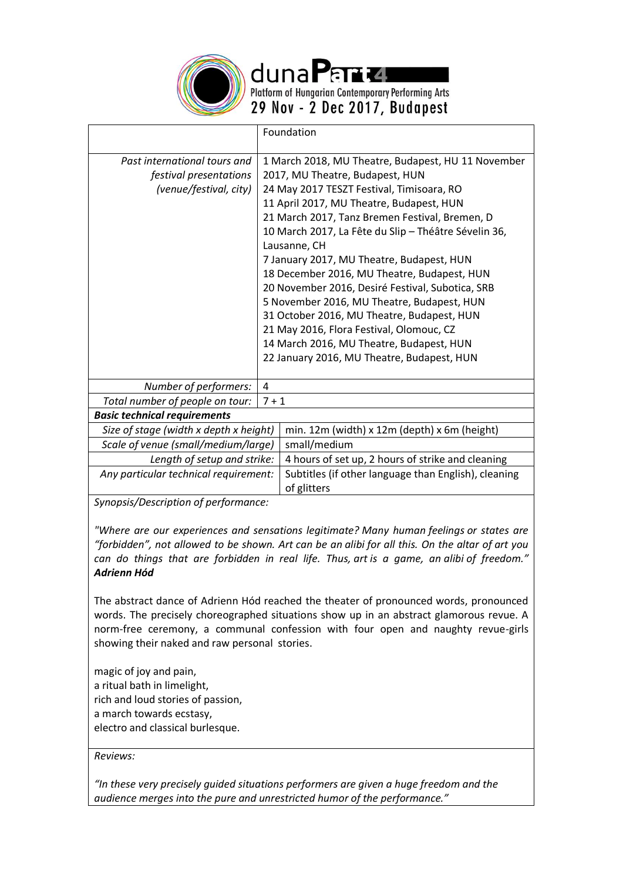| | |
|---|---|
| | Foundation |
| *Past international tours and festival presentations (venue/festival, city)* | 1 March 2018, MU Theatre, Budapest, HU 11 November 2017, MU Theatre, Budapest, HUN<br>24 May 2017 TESZT Festival, Timisoara, RO<br>11 April 2017, MU Theatre, Budapest, HUN<br>21 March 2017, Tanz Bremen Festival, Bremen, D<br>10 March 2017, La Fête du Slip – Théâtre Sévelin 36, Lausanne, CH<br>7 January 2017, MU Theatre, Budapest, HUN<br>18 December 2016, MU Theatre, Budapest, HUN<br>20 November 2016, Desiré Festival, Subotica, SRB<br>5 November 2016, MU Theatre, Budapest, HUN<br>31 October 2016, MU Theatre, Budapest, HUN<br>21 May 2016, Flora Festival, Olomouc, CZ<br>14 March 2016, MU Theatre, Budapest, HUN<br>22 January 2016, MU Theatre, Budapest, HUN |
| *Number of performers:* | 4 |
| *Total number of people on tour:* | 7 + 1 |
| ***Basic technical requirements*** | |
| *Size of stage (width x depth x height)* | min. 12m (width) x 12m (depth) x 6m (height) |
| *Scale of venue (small/medium/large)* | small/medium |
| *Length of setup and strike:* | 4 hours of set up, 2 hours of strike and cleaning |
| *Any particular technical requirement:* | Subtitles (if other language than English), cleaning of glitters |

*Synopsis/Description of performance:*

*"Where are our experiences and sensations legitimate? Many human feelings or states are "forbidden", not allowed to be shown. Art can be an alibi for all this. On the altar of art you can do things that are forbidden in real life. Thus, art is a game, an alibi of freedom."* ***Adrienn Hód***

The abstract dance of Adrienn Hód reached the theater of pronounced words, pronounced words. The precisely choreographed situations show up in an abstract glamorous revue. A norm-free ceremony, a communal confession with four open and naughty revue-girls showing their naked and raw personal stories.

magic of joy and pain,
a ritual bath in limelight,
rich and loud stories of passion,
a march towards ecstasy,
electro and classical burlesque.

*Reviews:*

*"In these very precisely guided situations performers are given a huge freedom and the audience merges into the pure and unrestricted humor of the performance."*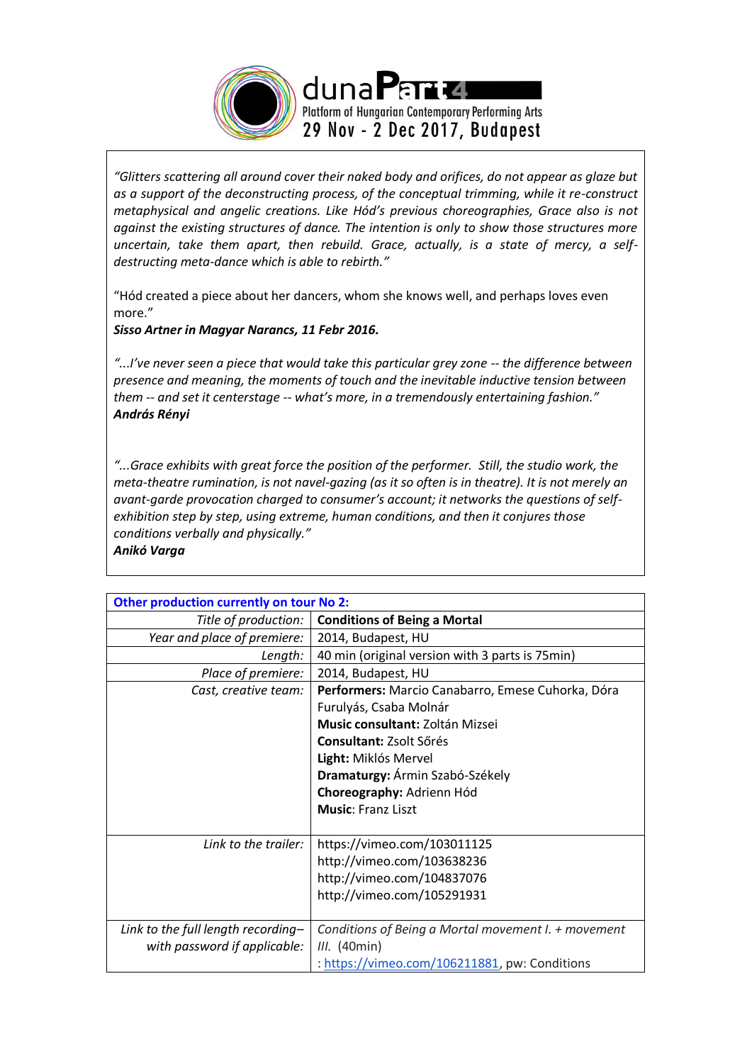duna**Part**4

Platform of Hungarian Contemporary Performing Arts

29 Nov - 2 Dec 2017, Budapest

*"Glitters scattering all around cover their naked body and orifices, do not appear as glaze but as a support of the deconstructing process, of the conceptual trimming, while it re-construct metaphysical and angelic creations. Like Hód's previous choreographies, Grace also is not against the existing structures of dance. The intention is only to show those structures more uncertain, take them apart, then rebuild. Grace, actually, is a state of mercy, a self-destructing meta-dance which is able to rebirth."*

"Hód created a piece about her dancers, whom she knows well, and perhaps loves even more."

***Sisso Artner in Magyar Narancs, 11 Febr 2016.***

*"...I've never seen a piece that would take this particular grey zone -- the difference between presence and meaning, the moments of touch and the inevitable inductive tension between them -- and set it centerstage -- what's more, in a tremendously entertaining fashion."*

***András Rényi***

*"...Grace exhibits with great force the position of the performer. Still, the studio work, the meta-theatre rumination, is not navel-gazing (as it so often is in theatre). It is not merely an avant-garde provocation charged to consumer's account; it networks the questions of self-exhibition step by step, using extreme, human conditions, and then it conjures those conditions verbally and physically."*

***Anikó Varga***

| **Other production currently on tour No 2:** | |
|---|---|
| *Title of production:* | **Conditions of Being a Mortal** |
| *Year and place of premiere:* | 2014, Budapest, HU |
| *Length:* | 40 min (original version with 3 parts is 75min) |
| *Place of premiere:* | 2014, Budapest, HU |
| *Cast, creative team:* | **Performers:** Marcio Canabarro, Emese Cuhorka, Dóra Furulyás, Csaba Molnár<br>**Music consultant:** Zoltán Mizsei<br>**Consultant:** Zsolt Sőrés<br>**Light:** Miklós Mervel<br>**Dramaturgy:** Ármin Szabó-Székely<br>**Choreography:** Adrienn Hód<br>**Music**: Franz Liszt |
| *Link to the trailer:* | https://vimeo.com/103011125<br>http://vimeo.com/103638236<br>http://vimeo.com/104837076<br>http://vimeo.com/105291931 |
| *Link to the full length recording– with password if applicable:* | *Conditions of Being a Mortal movement I. + movement III.* (40min)<br>: https://vimeo.com/106211881, pw: Conditions |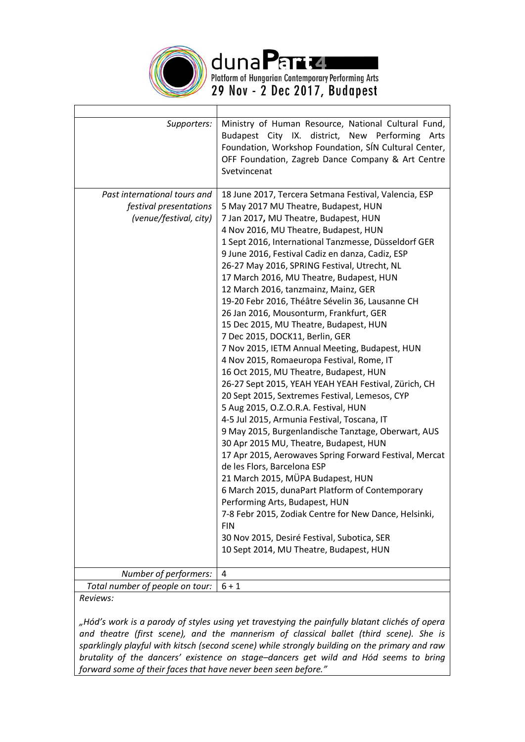dunaPart4
Platform of Hungarian Contemporary Performing Arts
29 Nov - 2 Dec 2017, Budapest

| | |
|---|---|
| *Supporters:* | Ministry of Human Resource, National Cultural Fund, Budapest City IX. district, New Performing Arts Foundation, Workshop Foundation, SÍN Cultural Center, OFF Foundation, Zagreb Dance Company & Art Centre Svetvincenat |
| *Past international tours and festival presentations (venue/festival, city)* | 18 June 2017, Tercera Setmana Festival, Valencia, ESP<br>5 May 2017 MU Theatre, Budapest, HUN<br>7 Jan 2017**,** MU Theatre, Budapest, HUN<br>4 Nov 2016, MU Theatre, Budapest, HUN<br>1 Sept 2016, International Tanzmesse, Düsseldorf GER<br>9 June 2016, Festival Cadiz en danza, Cadiz, ESP<br>26-27 May 2016, SPRING Festival, Utrecht, NL<br>17 March 2016, MU Theatre, Budapest, HUN<br>12 March 2016, tanzmainz, Mainz, GER<br>19-20 Febr 2016, Théâtre Sévelin 36, Lausanne CH<br>26 Jan 2016, Mousonturm, Frankfurt, GER<br>15 Dec 2015, MU Theatre, Budapest, HUN<br>7 Dec 2015, DOCK11, Berlin, GER<br>7 Nov 2015, IETM Annual Meeting, Budapest, HUN<br>4 Nov 2015, Romaeuropa Festival, Rome, IT<br>16 Oct 2015, MU Theatre, Budapest, HUN<br>26-27 Sept 2015, YEAH YEAH YEAH Festival, Zürich, CH<br>20 Sept 2015, Sextremes Festival, Lemesos, CYP<br>5 Aug 2015, O.Z.O.R.A. Festival, HUN<br>4-5 Jul 2015, Armunia Festival, Toscana, IT<br>9 May 2015, Burgenlandische Tanztage, Oberwart, AUS<br>30 Apr 2015 MU, Theatre, Budapest, HUN<br>17 Apr 2015, Aerowaves Spring Forward Festival, Mercat de les Flors, Barcelona ESP<br>21 March 2015, MÜPA Budapest, HUN<br>6 March 2015, dunaPart Platform of Contemporary Performing Arts, Budapest, HUN<br>7-8 Febr 2015, Zodiak Centre for New Dance, Helsinki, FIN<br>30 Nov 2015, Desiré Festival, Subotica, SER<br>10 Sept 2014, MU Theatre, Budapest, HUN |
| *Number of performers:* | 4 |
| *Total number of people on tour:* | 6 + 1 |

*Reviews:*

*„Hód's work is a parody of styles using yet travestying the painfully blatant clichés of opera and theatre (first scene), and the mannerism of classical ballet (third scene). She is sparklingly playful with kitsch (second scene) while strongly building on the primary and raw brutality of the dancers' existence on stage–dancers get wild and Hód seems to bring forward some of their faces that have never been seen before."*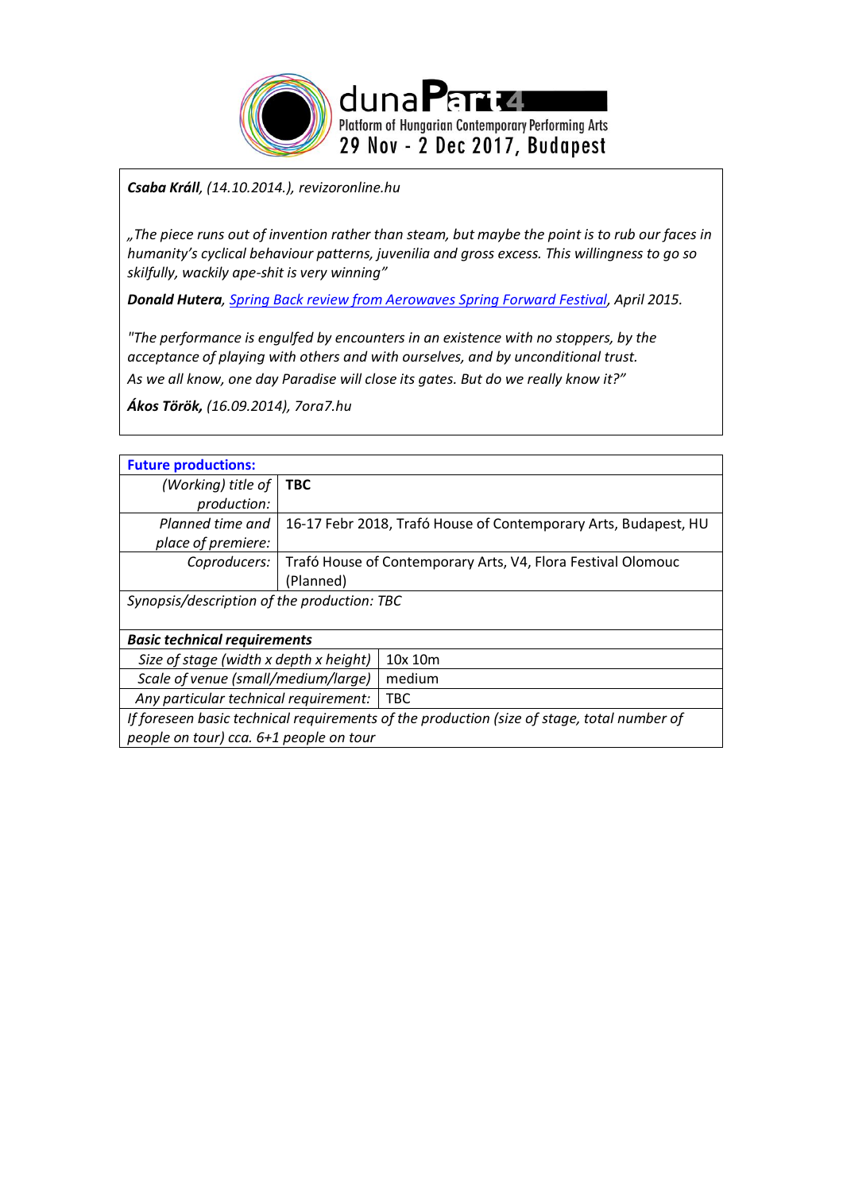**Csaba Králl**, *(14.10.2014.), revizoronline.hu*

*„The piece runs out of invention rather than steam, but maybe the point is to rub our faces in humanity's cyclical behaviour patterns, juvenilia and gross excess. This willingness to go so skilfully, wackily ape-shit is very winning"*

***Donald Hutera**, Spring Back review from Aerowaves Spring Forward Festival, April 2015.*

*"The performance is engulfed by encounters in an existence with no stoppers, by the acceptance of playing with others and with ourselves, and by unconditional trust.*
*As we all know, one day Paradise will close its gates. But do we really know it?"*

***Ákos Török**, (16.09.2014), 7ora7.hu*

| **Future productions:** | |
|---|---|
| *(Working) title of production:* | **TBC** |
| *Planned time and place of premiere:* | 16-17 Febr 2018, Trafó House of Contemporary Arts, Budapest, HU |
| *Coproducers:* | Trafó House of Contemporary Arts, V4, Flora Festival Olomouc (Planned) |
| *Synopsis/description of the production: TBC* | |

| ***Basic technical requirements*** | |
|---|---|
| *Size of stage (width x depth x height)* | 10x 10m |
| *Scale of venue (small/medium/large)* | medium |
| *Any particular technical requirement:* | TBC |
| *If foreseen basic technical requirements of the production (size of stage, total number of people on tour) cca. 6+1 people on tour* | |